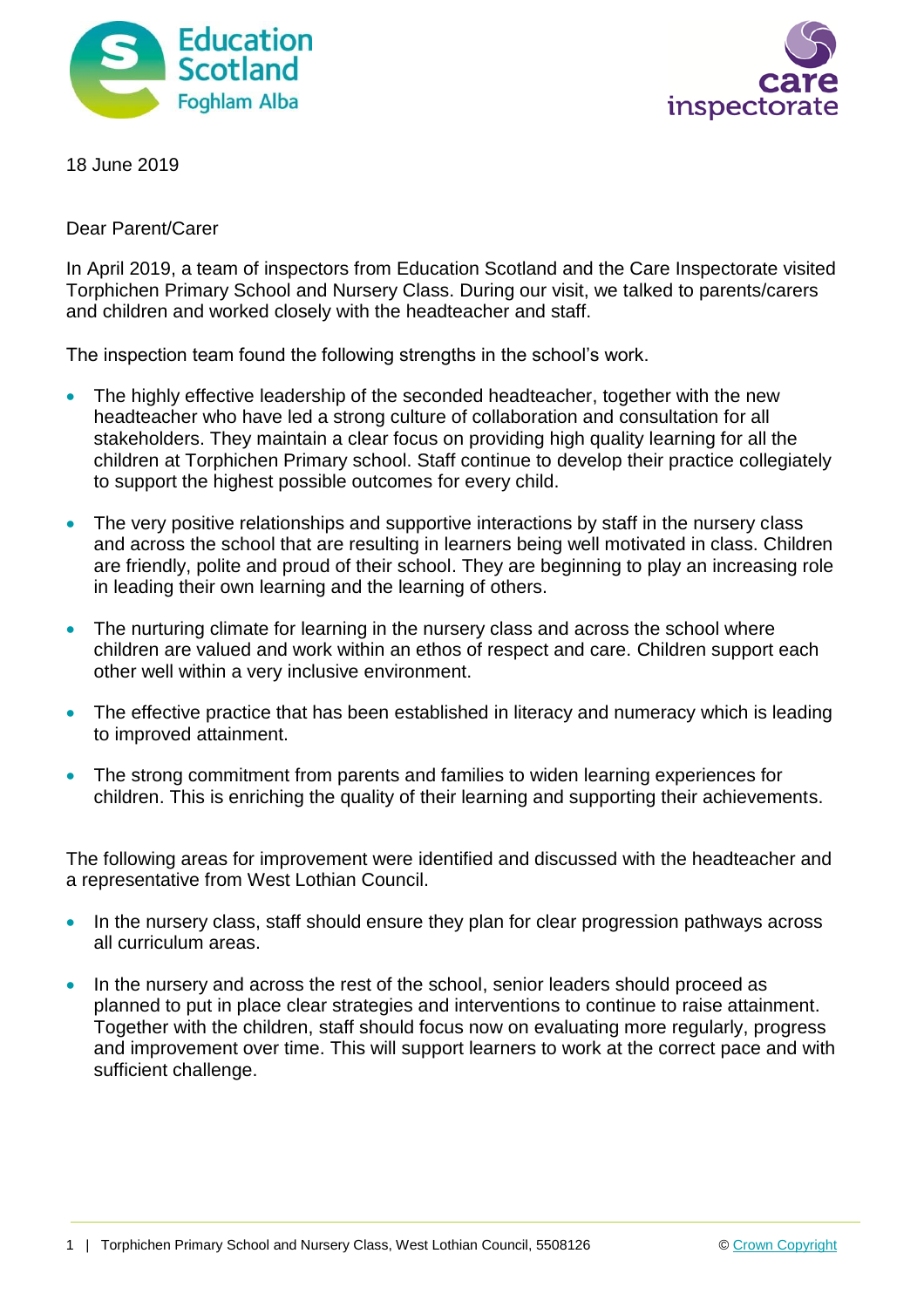18 June 2019

Dear Parent/Carer

In April 2019, a team of inspectors from Education Scotland and the Care Inspectorate visited Torphichen Primary School and Nursery Class. During our visit, we talked to parents/carers and children and worked closely with the headteacher and staff.

The inspection team found the following strengths in the school's work.

- The highly effective leadership of the seconded headteacher, together with the new headteacher who have led a strong culture of collaboration and consultation for all stakeholders. They maintain a clear focus on providing high quality learning for all the children at Torphichen Primary school. Staff continue to develop their practice collegiately to support the highest possible outcomes for every child.

- The very positive relationships and supportive interactions by staff in the nursery class and across the school that are resulting in learners being well motivated in class. Children are friendly, polite and proud of their school. They are beginning to play an increasing role in leading their own learning and the learning of others.

- The nurturing climate for learning in the nursery class and across the school where children are valued and work within an ethos of respect and care. Children support each other well within a very inclusive environment.

- The effective practice that has been established in literacy and numeracy which is leading to improved attainment.

- The strong commitment from parents and families to widen learning experiences for children. This is enriching the quality of their learning and supporting their achievements.

The following areas for improvement were identified and discussed with the headteacher and a representative from West Lothian Council.

- In the nursery class, staff should ensure they plan for clear progression pathways across all curriculum areas.

- In the nursery and across the rest of the school, senior leaders should proceed as planned to put in place clear strategies and interventions to continue to raise attainment. Together with the children, staff should focus now on evaluating more regularly, progress and improvement over time. This will support learners to work at the correct pace and with sufficient challenge.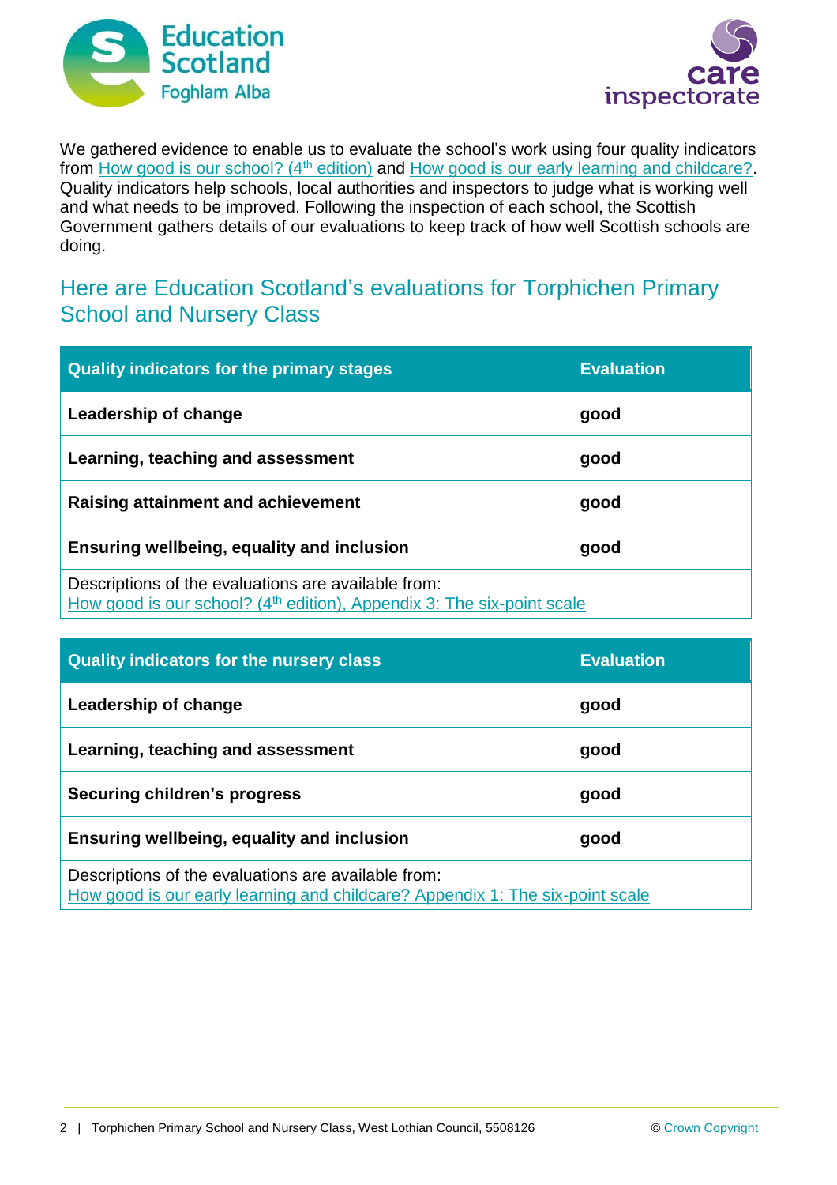We gathered evidence to enable us to evaluate the school's work using four quality indicators from How good is our school? (4th edition) and How good is our early learning and childcare?. Quality indicators help schools, local authorities and inspectors to judge what is working well and what needs to be improved. Following the inspection of each school, the Scottish Government gathers details of our evaluations to keep track of how well Scottish schools are doing.

## Here are Education Scotland's evaluations for Torphichen Primary School and Nursery Class

| Quality indicators for the primary stages | Evaluation |
|---|---|
| **Leadership of change** | **good** |
| **Learning, teaching and assessment** | **good** |
| **Raising attainment and achievement** | **good** |
| **Ensuring wellbeing, equality and inclusion** | **good** |
| Descriptions of the evaluations are available from: How good is our school? (4th edition), Appendix 3: The six-point scale | |

| Quality indicators for the nursery class | Evaluation |
|---|---|
| **Leadership of change** | **good** |
| **Learning, teaching and assessment** | **good** |
| **Securing children's progress** | **good** |
| **Ensuring wellbeing, equality and inclusion** | **good** |
| Descriptions of the evaluations are available from: How good is our early learning and childcare? Appendix 1: The six-point scale | |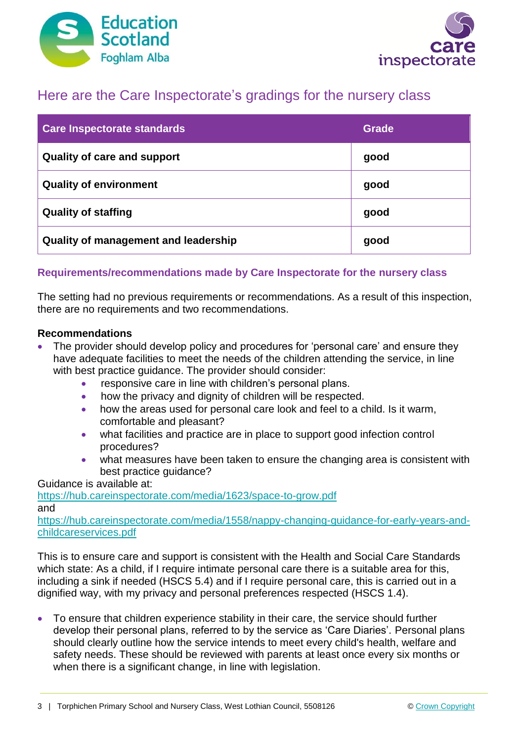## Here are the Care Inspectorate's gradings for the nursery class

| Care Inspectorate standards | Grade |
|---|---|
| **Quality of care and support** | **good** |
| **Quality of environment** | **good** |
| **Quality of staffing** | **good** |
| **Quality of management and leadership** | **good** |

### Requirements/recommendations made by Care Inspectorate for the nursery class

The setting had no previous requirements or recommendations. As a result of this inspection, there are no requirements and two recommendations.

**Recommendations**

- The provider should develop policy and procedures for 'personal care' and ensure they have adequate facilities to meet the needs of the children attending the service, in line with best practice guidance. The provider should consider:
    - responsive care in line with children's personal plans.
    - how the privacy and dignity of children will be respected.
    - how the areas used for personal care look and feel to a child. Is it warm, comfortable and pleasant?
    - what facilities and practice are in place to support good infection control procedures?
    - what measures have been taken to ensure the changing area is consistent with best practice guidance?

Guidance is available at:
https://hub.careinspectorate.com/media/1623/space-to-grow.pdf
and
https://hub.careinspectorate.com/media/1558/nappy-changing-guidance-for-early-years-and-childcareservices.pdf

This is to ensure care and support is consistent with the Health and Social Care Standards which state: As a child, if I require intimate personal care there is a suitable area for this, including a sink if needed (HSCS 5.4) and if I require personal care, this is carried out in a dignified way, with my privacy and personal preferences respected (HSCS 1.4).

- To ensure that children experience stability in their care, the service should further develop their personal plans, referred to by the service as 'Care Diaries'. Personal plans should clearly outline how the service intends to meet every child's health, welfare and safety needs. These should be reviewed with parents at least once every six months or when there is a significant change, in line with legislation.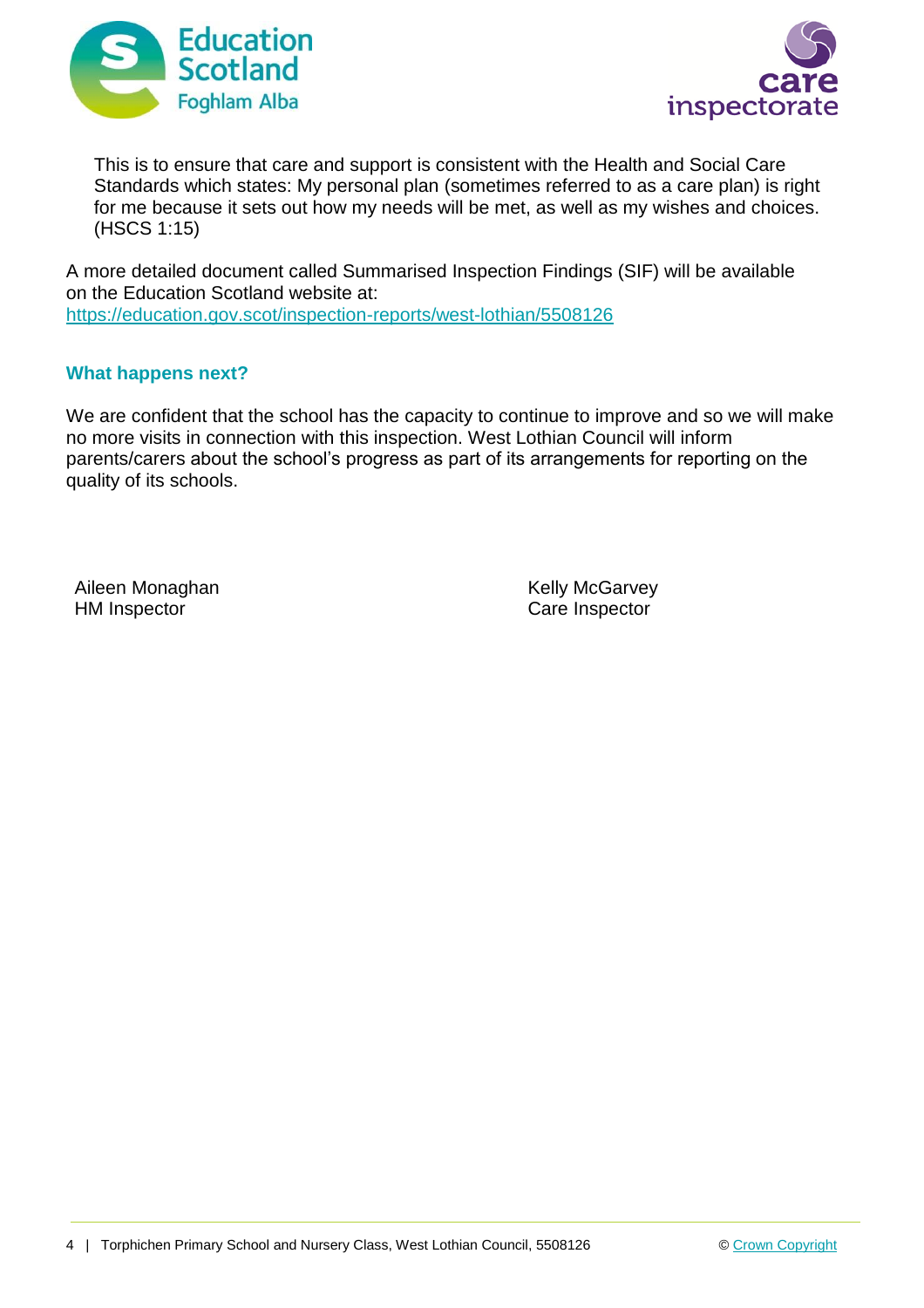This is to ensure that care and support is consistent with the Health and Social Care Standards which states: My personal plan (sometimes referred to as a care plan) is right for me because it sets out how my needs will be met, as well as my wishes and choices. (HSCS 1:15)

A more detailed document called Summarised Inspection Findings (SIF) will be available on the Education Scotland website at:
https://education.gov.scot/inspection-reports/west-lothian/5508126

### What happens next?

We are confident that the school has the capacity to continue to improve and so we will make no more visits in connection with this inspection. West Lothian Council will inform parents/carers about the school's progress as part of its arrangements for reporting on the quality of its schools.

Aileen Monaghan
HM Inspector

Kelly McGarvey
Care Inspector